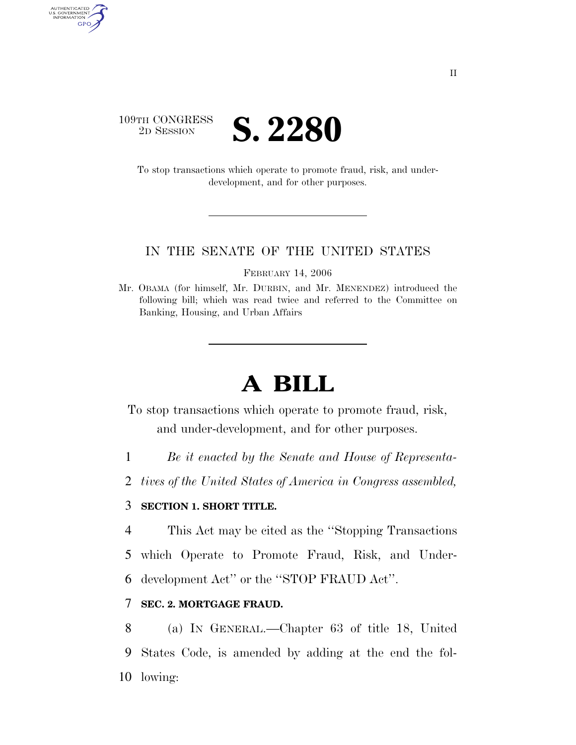109TH CONGRESS
2D SESSION

# S. 2280

To stop transactions which operate to promote fraud, risk, and under-development, and for other purposes.

IN THE SENATE OF THE UNITED STATES

FEBRUARY 14, 2006

Mr. OBAMA (for himself, Mr. DURBIN, and Mr. MENENDEZ) introduced the following bill; which was read twice and referred to the Committee on Banking, Housing, and Urban Affairs

# A BILL

To stop transactions which operate to promote fraud, risk, and under-development, and for other purposes.

1 *Be it enacted by the Senate and House of Representa-*
2 *tives of the United States of America in Congress assembled,*

3 **SECTION 1. SHORT TITLE.**

4 This Act may be cited as the ''Stopping Transactions
5 which Operate to Promote Fraud, Risk, and Under-
6 development Act'' or the ''STOP FRAUD Act''.

7 **SEC. 2. MORTGAGE FRAUD.**

8 (a) IN GENERAL.—Chapter 63 of title 18, United
9 States Code, is amended by adding at the end the fol-
10 lowing: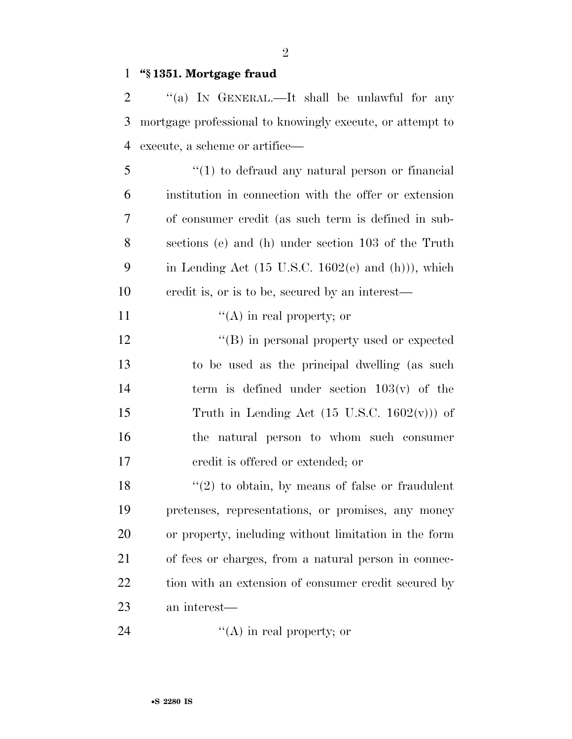**"§ 1351. Mortgage fraud**

"(a) IN GENERAL.—It shall be unlawful for any mortgage professional to knowingly execute, or attempt to execute, a scheme or artifice—

"(1) to defraud any natural person or financial institution in connection with the offer or extension of consumer credit (as such term is defined in subsections (e) and (h) under section 103 of the Truth in Lending Act (15 U.S.C. 1602(e) and (h))), which credit is, or is to be, secured by an interest—

"(A) in real property; or

"(B) in personal property used or expected to be used as the principal dwelling (as such term is defined under section 103(v) of the Truth in Lending Act (15 U.S.C. 1602(v))) of the natural person to whom such consumer credit is offered or extended; or

"(2) to obtain, by means of false or fraudulent pretenses, representations, or promises, any money or property, including without limitation in the form of fees or charges, from a natural person in connection with an extension of consumer credit secured by an interest—

"(A) in real property; or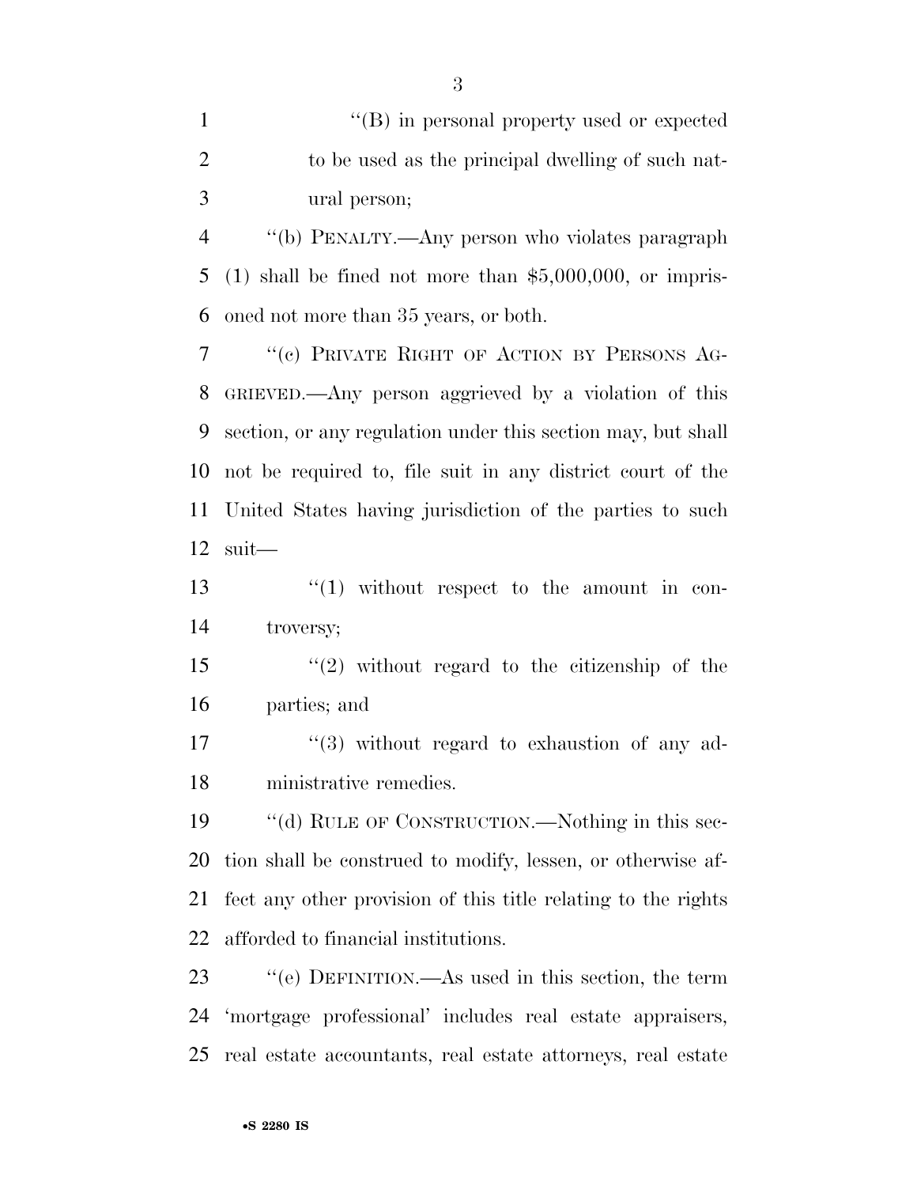''(B) in personal property used or expected to be used as the principal dwelling of such natural person;

''(b) PENALTY.—Any person who violates paragraph (1) shall be fined not more than $5,000,000, or imprisoned not more than 35 years, or both.

''(c) PRIVATE RIGHT OF ACTION BY PERSONS AGGRIEVED.—Any person aggrieved by a violation of this section, or any regulation under this section may, but shall not be required to, file suit in any district court of the United States having jurisdiction of the parties to such suit—

''(1) without respect to the amount in controversy;

''(2) without regard to the citizenship of the parties; and

''(3) without regard to exhaustion of any administrative remedies.

''(d) RULE OF CONSTRUCTION.—Nothing in this section shall be construed to modify, lessen, or otherwise affect any other provision of this title relating to the rights afforded to financial institutions.

''(e) DEFINITION.—As used in this section, the term 'mortgage professional' includes real estate appraisers, real estate accountants, real estate attorneys, real estate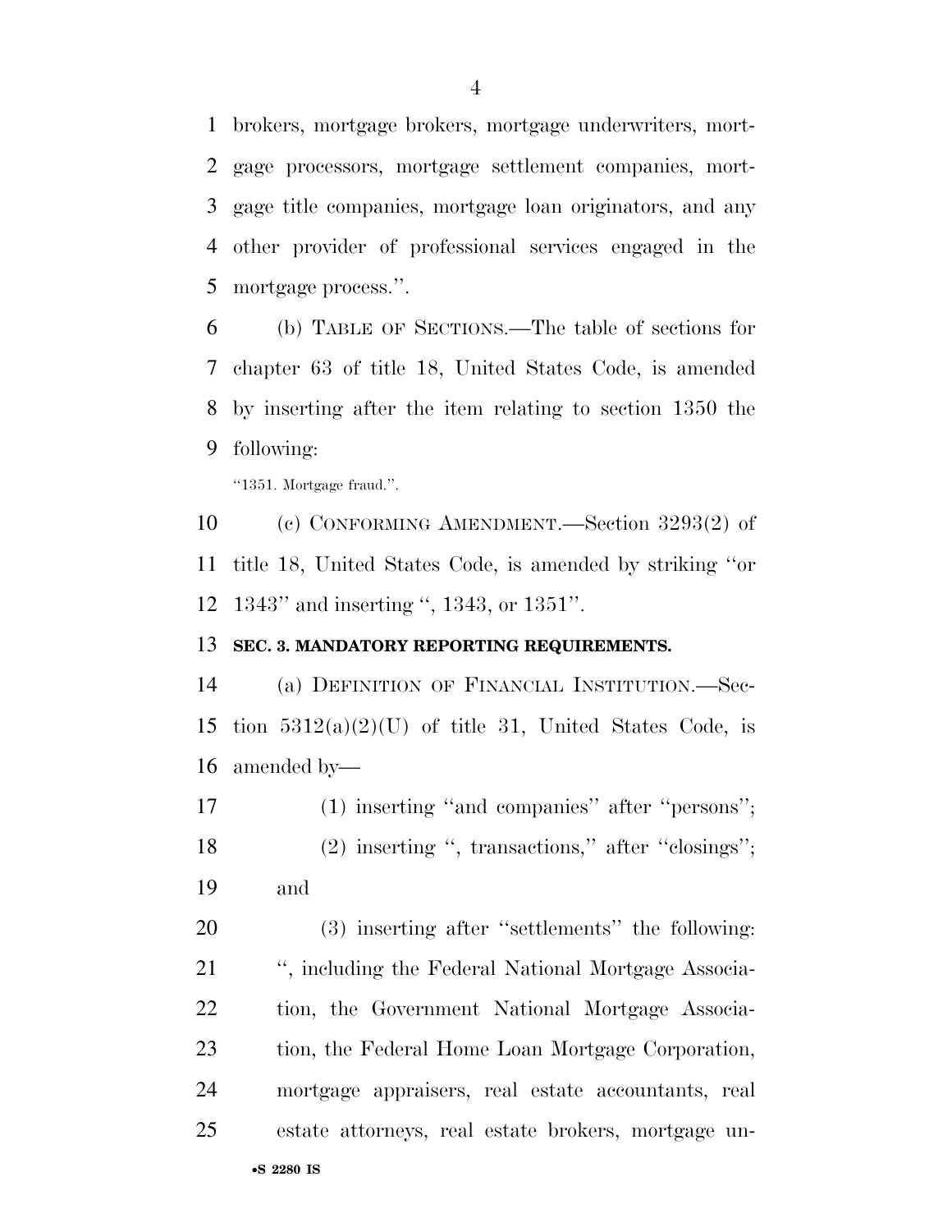brokers, mortgage brokers, mortgage underwriters, mortgage processors, mortgage settlement companies, mortgage title companies, mortgage loan originators, and any other provider of professional services engaged in the mortgage process.''.

(b) TABLE OF SECTIONS.—The table of sections for chapter 63 of title 18, United States Code, is amended by inserting after the item relating to section 1350 the following:

''1351. Mortgage fraud.''.

(c) CONFORMING AMENDMENT.—Section 3293(2) of title 18, United States Code, is amended by striking ''or 1343'' and inserting '', 1343, or 1351''.

**SEC. 3. MANDATORY REPORTING REQUIREMENTS.**

(a) DEFINITION OF FINANCIAL INSTITUTION.—Section 5312(a)(2)(U) of title 31, United States Code, is amended by—

(1) inserting ''and companies'' after ''persons'';

(2) inserting '', transactions,'' after ''closings''; and

(3) inserting after ''settlements'' the following: '', including the Federal National Mortgage Association, the Government National Mortgage Association, the Federal Home Loan Mortgage Corporation, mortgage appraisers, real estate accountants, real estate attorneys, real estate brokers, mortgage un-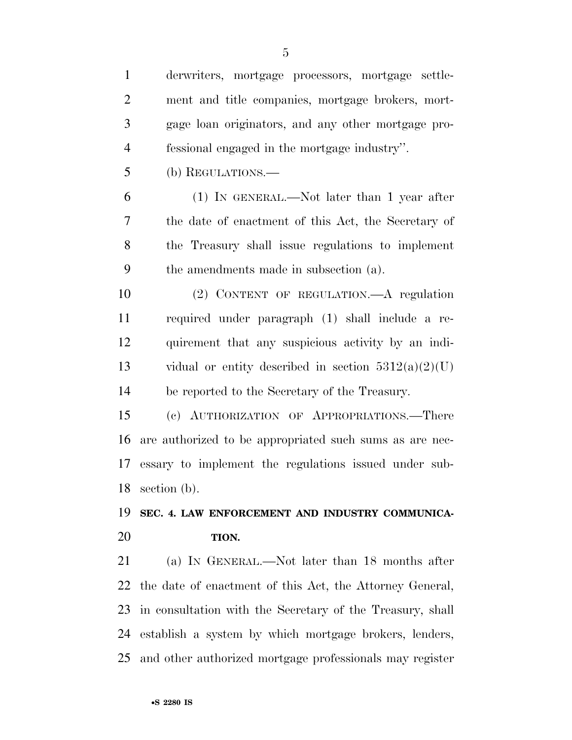derwriters, mortgage processors, mortgage settlement and title companies, mortgage brokers, mortgage loan originators, and any other mortgage professional engaged in the mortgage industry''.

(b) REGULATIONS.—

(1) IN GENERAL.—Not later than 1 year after the date of enactment of this Act, the Secretary of the Treasury shall issue regulations to implement the amendments made in subsection (a).

(2) CONTENT OF REGULATION.—A regulation required under paragraph (1) shall include a requirement that any suspicious activity by an individual or entity described in section 5312(a)(2)(U) be reported to the Secretary of the Treasury.

(c) AUTHORIZATION OF APPROPRIATIONS.—There are authorized to be appropriated such sums as are necessary to implement the regulations issued under subsection (b).

## SEC. 4. LAW ENFORCEMENT AND INDUSTRY COMMUNICATION.

(a) IN GENERAL.—Not later than 18 months after the date of enactment of this Act, the Attorney General, in consultation with the Secretary of the Treasury, shall establish a system by which mortgage brokers, lenders, and other authorized mortgage professionals may register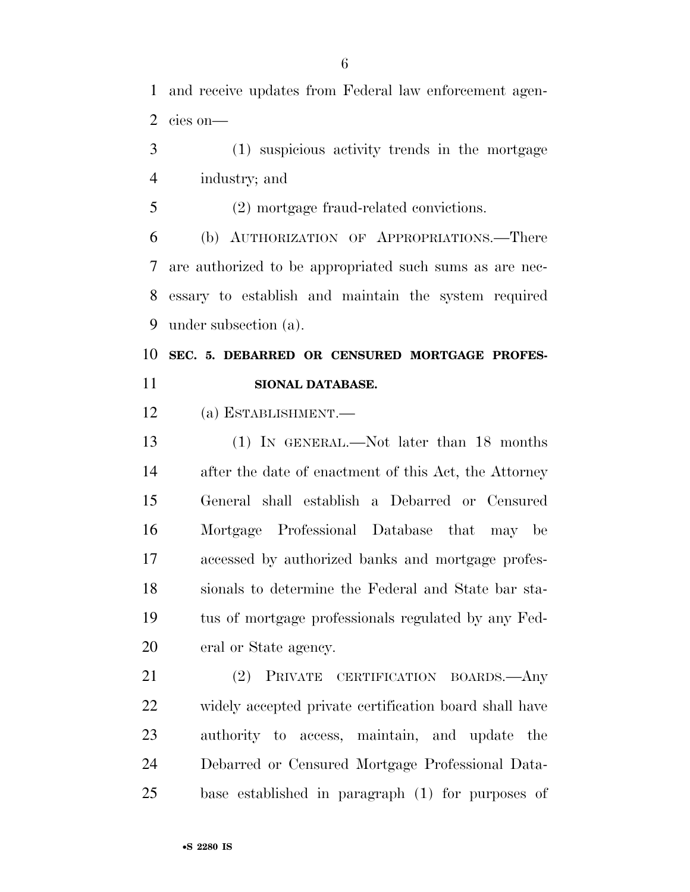and receive updates from Federal law enforcement agencies on—

(1) suspicious activity trends in the mortgage industry; and

(2) mortgage fraud-related convictions.

(b) AUTHORIZATION OF APPROPRIATIONS.—There are authorized to be appropriated such sums as are necessary to establish and maintain the system required under subsection (a).

**SEC. 5. DEBARRED OR CENSURED MORTGAGE PROFESSIONAL DATABASE.**

(a) ESTABLISHMENT.—

(1) IN GENERAL.—Not later than 18 months after the date of enactment of this Act, the Attorney General shall establish a Debarred or Censured Mortgage Professional Database that may be accessed by authorized banks and mortgage professionals to determine the Federal and State bar status of mortgage professionals regulated by any Federal or State agency.

(2) PRIVATE CERTIFICATION BOARDS.—Any widely accepted private certification board shall have authority to access, maintain, and update the Debarred or Censured Mortgage Professional Database established in paragraph (1) for purposes of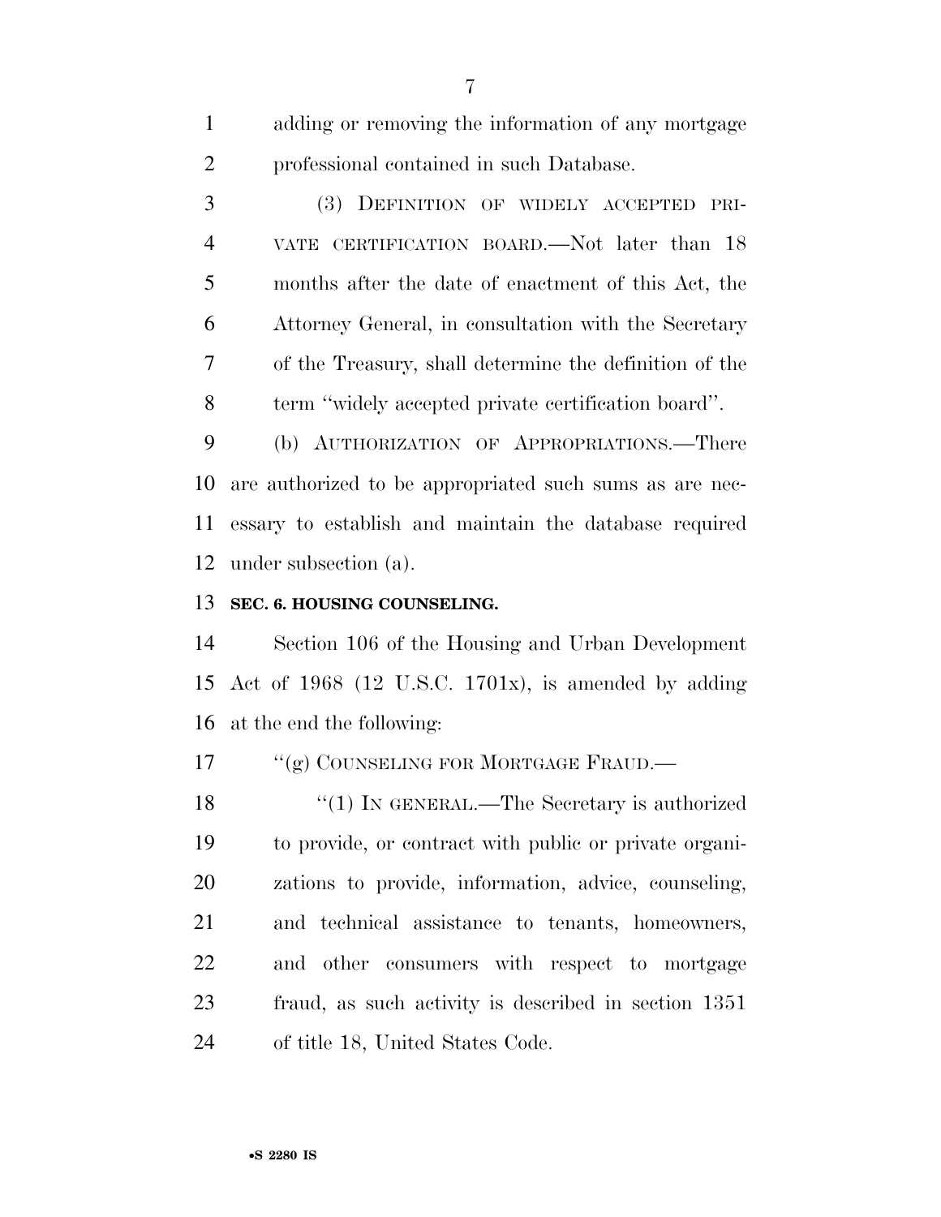adding or removing the information of any mortgage professional contained in such Database.

(3) DEFINITION OF WIDELY ACCEPTED PRIVATE CERTIFICATION BOARD.—Not later than 18 months after the date of enactment of this Act, the Attorney General, in consultation with the Secretary of the Treasury, shall determine the definition of the term ''widely accepted private certification board''.

(b) AUTHORIZATION OF APPROPRIATIONS.—There are authorized to be appropriated such sums as are necessary to establish and maintain the database required under subsection (a).

**SEC. 6. HOUSING COUNSELING.**

Section 106 of the Housing and Urban Development Act of 1968 (12 U.S.C. 1701x), is amended by adding at the end the following:

''(g) COUNSELING FOR MORTGAGE FRAUD.—

''(1) IN GENERAL.—The Secretary is authorized to provide, or contract with public or private organizations to provide, information, advice, counseling, and technical assistance to tenants, homeowners, and other consumers with respect to mortgage fraud, as such activity is described in section 1351 of title 18, United States Code.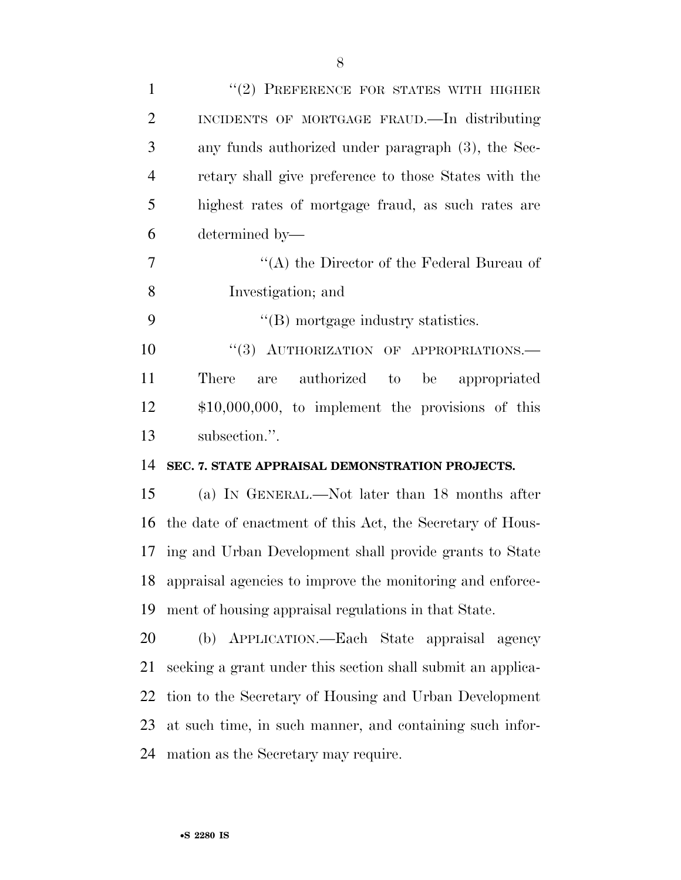"(2) PREFERENCE FOR STATES WITH HIGHER INCIDENTS OF MORTGAGE FRAUD.—In distributing any funds authorized under paragraph (3), the Secretary shall give preference to those States with the highest rates of mortgage fraud, as such rates are determined by—

"(A) the Director of the Federal Bureau of Investigation; and

"(B) mortgage industry statistics.

"(3) AUTHORIZATION OF APPROPRIATIONS.—There are authorized to be appropriated $10,000,000, to implement the provisions of this subsection.".

**SEC. 7. STATE APPRAISAL DEMONSTRATION PROJECTS.**

(a) IN GENERAL.—Not later than 18 months after the date of enactment of this Act, the Secretary of Housing and Urban Development shall provide grants to State appraisal agencies to improve the monitoring and enforcement of housing appraisal regulations in that State.

(b) APPLICATION.—Each State appraisal agency seeking a grant under this section shall submit an application to the Secretary of Housing and Urban Development at such time, in such manner, and containing such information as the Secretary may require.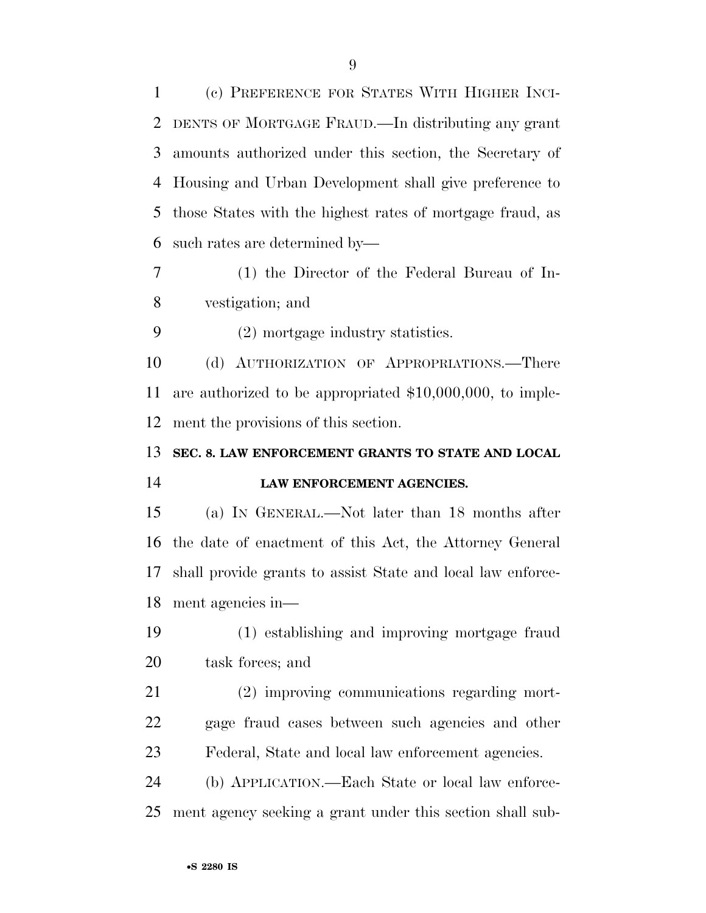(c) PREFERENCE FOR STATES WITH HIGHER INCIDENTS OF MORTGAGE FRAUD.—In distributing any grant amounts authorized under this section, the Secretary of Housing and Urban Development shall give preference to those States with the highest rates of mortgage fraud, as such rates are determined by—

(1) the Director of the Federal Bureau of Investigation; and

(2) mortgage industry statistics.

(d) AUTHORIZATION OF APPROPRIATIONS.—There are authorized to be appropriated $10,000,000, to implement the provisions of this section.

**SEC. 8. LAW ENFORCEMENT GRANTS TO STATE AND LOCAL LAW ENFORCEMENT AGENCIES.**

(a) IN GENERAL.—Not later than 18 months after the date of enactment of this Act, the Attorney General shall provide grants to assist State and local law enforcement agencies in—

(1) establishing and improving mortgage fraud task forces; and

(2) improving communications regarding mortgage fraud cases between such agencies and other Federal, State and local law enforcement agencies.

(b) APPLICATION.—Each State or local law enforcement agency seeking a grant under this section shall sub-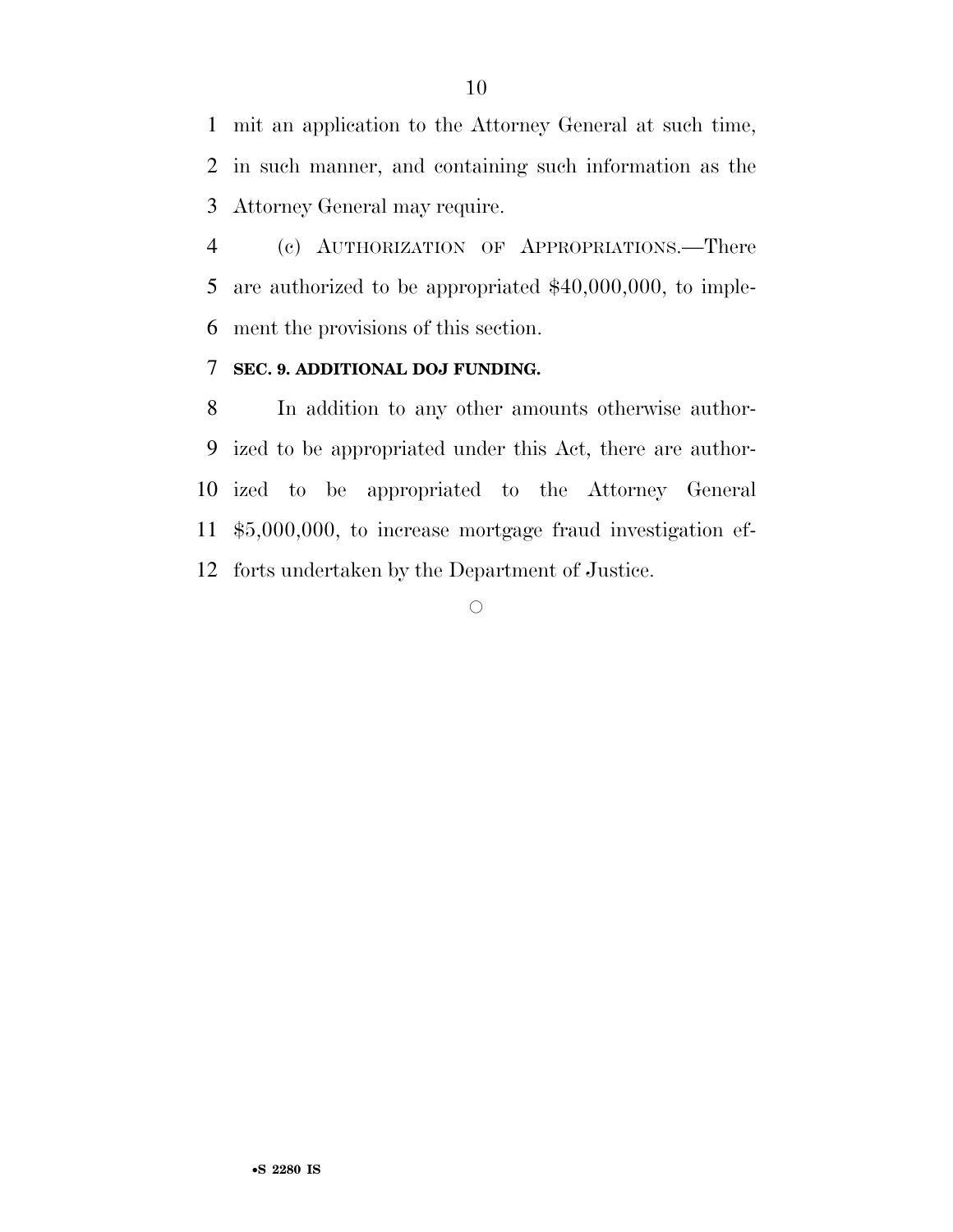mit an application to the Attorney General at such time, in such manner, and containing such information as the Attorney General may require.

(c) AUTHORIZATION OF APPROPRIATIONS.—There are authorized to be appropriated $40,000,000, to implement the provisions of this section.

### SEC. 9. ADDITIONAL DOJ FUNDING.

In addition to any other amounts otherwise authorized to be appropriated under this Act, there are authorized to be appropriated to the Attorney General $5,000,000, to increase mortgage fraud investigation efforts undertaken by the Department of Justice.

○